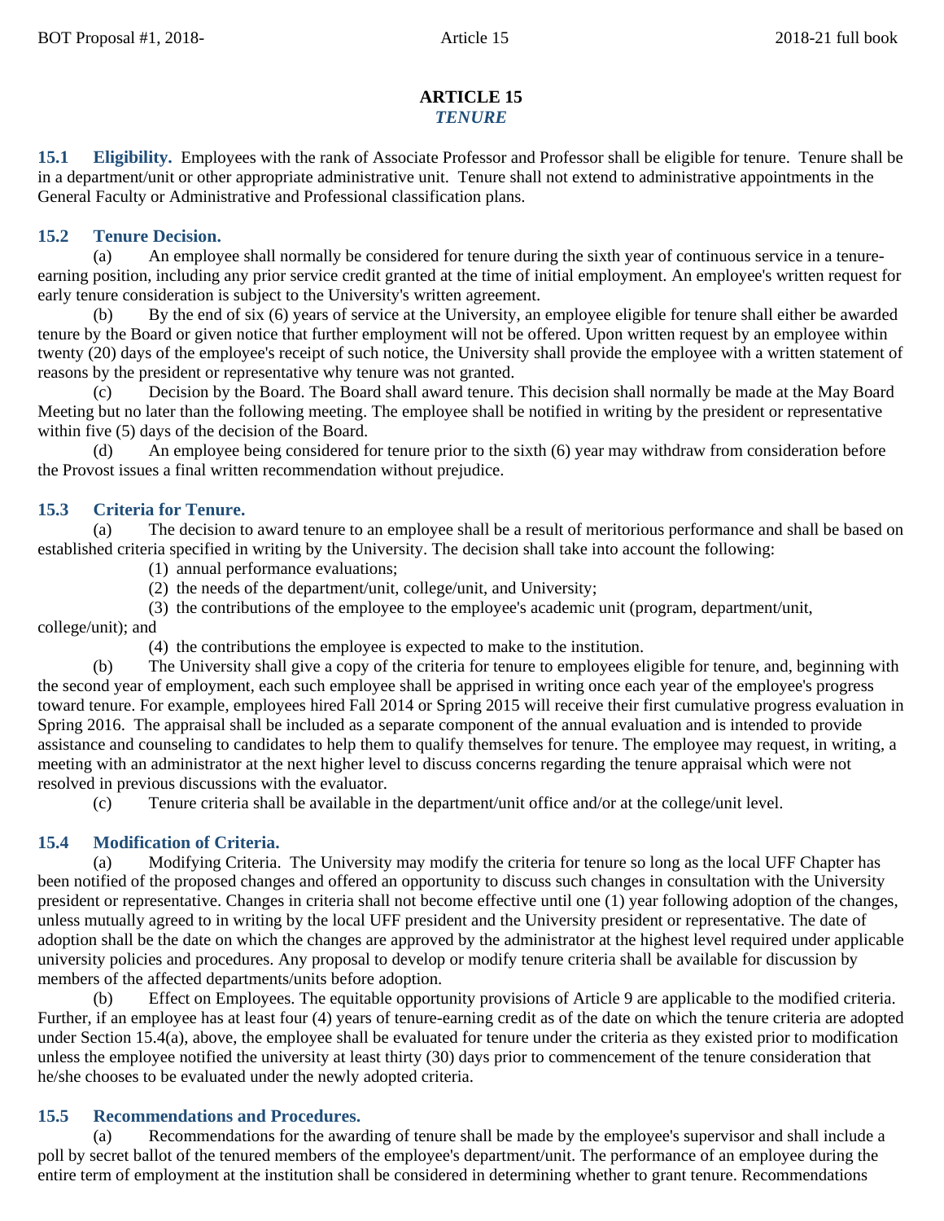# ARTICLE 15
## *TENURE*

**15.1 Eligibility.** Employees with the rank of Associate Professor and Professor shall be eligible for tenure. Tenure shall be in a department/unit or other appropriate administrative unit. Tenure shall not extend to administrative appointments in the General Faculty or Administrative and Professional classification plans.

**15.2 Tenure Decision.**

(a) An employee shall normally be considered for tenure during the sixth year of continuous service in a tenure-earning position, including any prior service credit granted at the time of initial employment. An employee's written request for early tenure consideration is subject to the University's written agreement.

(b) By the end of six (6) years of service at the University, an employee eligible for tenure shall either be awarded tenure by the Board or given notice that further employment will not be offered. Upon written request by an employee within twenty (20) days of the employee's receipt of such notice, the University shall provide the employee with a written statement of reasons by the president or representative why tenure was not granted.

(c) Decision by the Board. The Board shall award tenure. This decision shall normally be made at the May Board Meeting but no later than the following meeting. The employee shall be notified in writing by the president or representative within five (5) days of the decision of the Board.

(d) An employee being considered for tenure prior to the sixth (6) year may withdraw from consideration before the Provost issues a final written recommendation without prejudice.

**15.3 Criteria for Tenure.**

(a) The decision to award tenure to an employee shall be a result of meritorious performance and shall be based on established criteria specified in writing by the University. The decision shall take into account the following:

(1) annual performance evaluations;

(2) the needs of the department/unit, college/unit, and University;

(3) the contributions of the employee to the employee's academic unit (program, department/unit, college/unit); and

(4) the contributions the employee is expected to make to the institution.

(b) The University shall give a copy of the criteria for tenure to employees eligible for tenure, and, beginning with the second year of employment, each such employee shall be apprised in writing once each year of the employee's progress toward tenure. For example, employees hired Fall 2014 or Spring 2015 will receive their first cumulative progress evaluation in Spring 2016. The appraisal shall be included as a separate component of the annual evaluation and is intended to provide assistance and counseling to candidates to help them to qualify themselves for tenure. The employee may request, in writing, a meeting with an administrator at the next higher level to discuss concerns regarding the tenure appraisal which were not resolved in previous discussions with the evaluator.

(c) Tenure criteria shall be available in the department/unit office and/or at the college/unit level.

**15.4 Modification of Criteria.**

(a) Modifying Criteria. The University may modify the criteria for tenure so long as the local UFF Chapter has been notified of the proposed changes and offered an opportunity to discuss such changes in consultation with the University president or representative. Changes in criteria shall not become effective until one (1) year following adoption of the changes, unless mutually agreed to in writing by the local UFF president and the University president or representative. The date of adoption shall be the date on which the changes are approved by the administrator at the highest level required under applicable university policies and procedures. Any proposal to develop or modify tenure criteria shall be available for discussion by members of the affected departments/units before adoption.

(b) Effect on Employees. The equitable opportunity provisions of Article 9 are applicable to the modified criteria. Further, if an employee has at least four (4) years of tenure-earning credit as of the date on which the tenure criteria are adopted under Section 15.4(a), above, the employee shall be evaluated for tenure under the criteria as they existed prior to modification unless the employee notified the university at least thirty (30) days prior to commencement of the tenure consideration that he/she chooses to be evaluated under the newly adopted criteria.

**15.5 Recommendations and Procedures.**

(a) Recommendations for the awarding of tenure shall be made by the employee's supervisor and shall include a poll by secret ballot of the tenured members of the employee's department/unit. The performance of an employee during the entire term of employment at the institution shall be considered in determining whether to grant tenure. Recommendations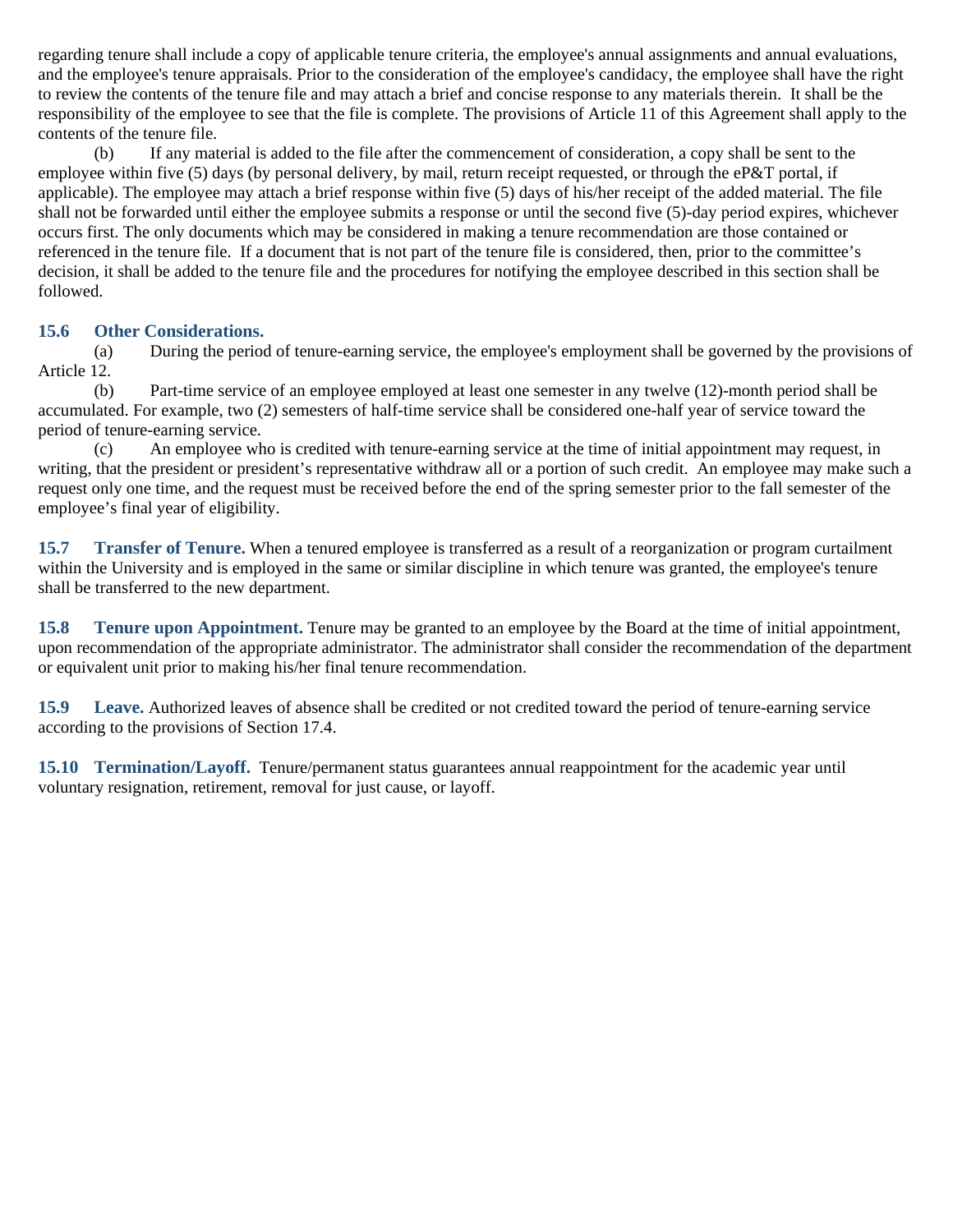regarding tenure shall include a copy of applicable tenure criteria, the employee's annual assignments and annual evaluations, and the employee's tenure appraisals. Prior to the consideration of the employee's candidacy, the employee shall have the right to review the contents of the tenure file and may attach a brief and concise response to any materials therein. It shall be the responsibility of the employee to see that the file is complete. The provisions of Article 11 of this Agreement shall apply to the contents of the tenure file.

(b) If any material is added to the file after the commencement of consideration, a copy shall be sent to the employee within five (5) days (by personal delivery, by mail, return receipt requested, or through the eP&T portal, if applicable). The employee may attach a brief response within five (5) days of his/her receipt of the added material. The file shall not be forwarded until either the employee submits a response or until the second five (5)-day period expires, whichever occurs first. The only documents which may be considered in making a tenure recommendation are those contained or referenced in the tenure file. If a document that is not part of the tenure file is considered, then, prior to the committee's decision, it shall be added to the tenure file and the procedures for notifying the employee described in this section shall be followed.

**15.6 Other Considerations.**

(a) During the period of tenure-earning service, the employee's employment shall be governed by the provisions of Article 12.

(b) Part-time service of an employee employed at least one semester in any twelve (12)-month period shall be accumulated. For example, two (2) semesters of half-time service shall be considered one-half year of service toward the period of tenure-earning service.

(c) An employee who is credited with tenure-earning service at the time of initial appointment may request, in writing, that the president or president's representative withdraw all or a portion of such credit. An employee may make such a request only one time, and the request must be received before the end of the spring semester prior to the fall semester of the employee's final year of eligibility.

**15.7 Transfer of Tenure.** When a tenured employee is transferred as a result of a reorganization or program curtailment within the University and is employed in the same or similar discipline in which tenure was granted, the employee's tenure shall be transferred to the new department.

**15.8 Tenure upon Appointment.** Tenure may be granted to an employee by the Board at the time of initial appointment, upon recommendation of the appropriate administrator. The administrator shall consider the recommendation of the department or equivalent unit prior to making his/her final tenure recommendation.

**15.9 Leave.** Authorized leaves of absence shall be credited or not credited toward the period of tenure-earning service according to the provisions of Section 17.4.

**15.10 Termination/Layoff.** Tenure/permanent status guarantees annual reappointment for the academic year until voluntary resignation, retirement, removal for just cause, or layoff.